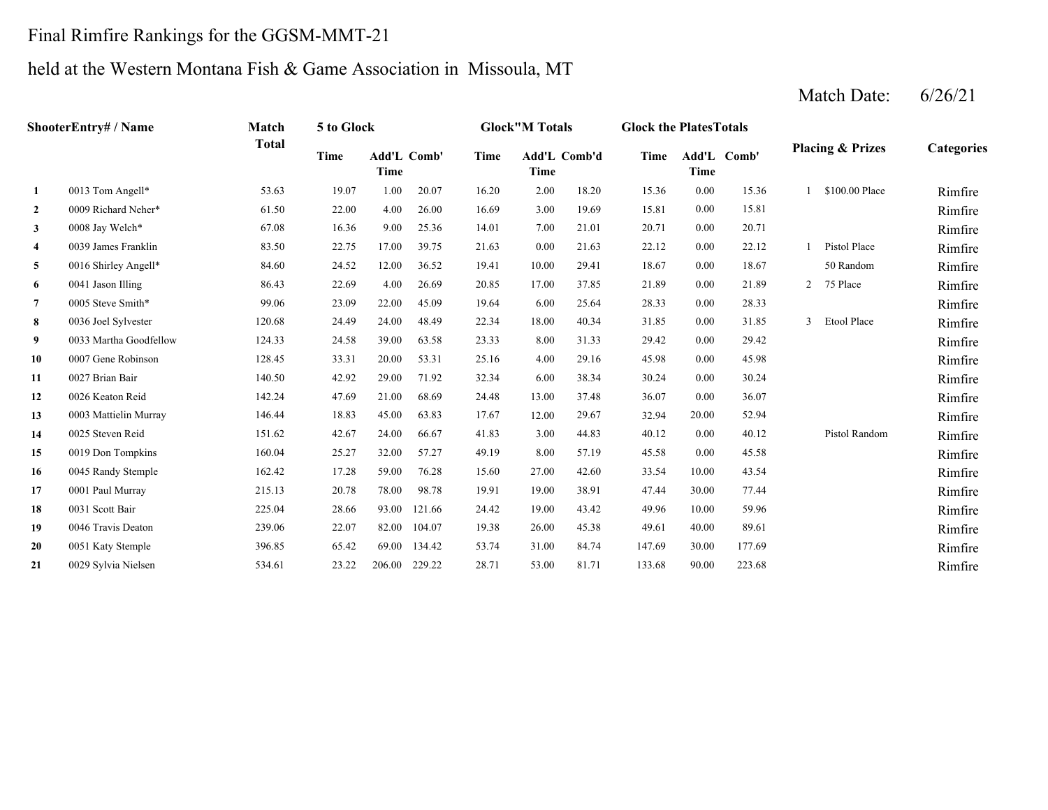Final Rimfire Rankings for the GGSM-MMT-21

held at the Western Montana Fish & Game Association in Missoula, MT

Match Date: 6/26/21

| Shooter | Entry# / Name | Match Total | 5 to Glock | | | Glock"M Totals | | | Glock the Plates Totals | | | Placing & Prizes | | Categories |
|---|---|---|---|---|---|---|---|---|---|---|---|---|---|---|
| | | | Time | Add'L Time | Comb' | Time | Add'L Time | Comb'd | Time | Add'L Time | Comb' | | | |
| 1 | 0013 Tom Angell* | 53.63 | 19.07 | 1.00 | 20.07 | 16.20 | 2.00 | 18.20 | 15.36 | 0.00 | 15.36 | 1 | $100.00 Place | Rimfire |
| 2 | 0009 Richard Neher* | 61.50 | 22.00 | 4.00 | 26.00 | 16.69 | 3.00 | 19.69 | 15.81 | 0.00 | 15.81 | | | Rimfire |
| 3 | 0008 Jay Welch* | 67.08 | 16.36 | 9.00 | 25.36 | 14.01 | 7.00 | 21.01 | 20.71 | 0.00 | 20.71 | | | Rimfire |
| 4 | 0039 James Franklin | 83.50 | 22.75 | 17.00 | 39.75 | 21.63 | 0.00 | 21.63 | 22.12 | 0.00 | 22.12 | 1 | Pistol Place | Rimfire |
| 5 | 0016 Shirley Angell* | 84.60 | 24.52 | 12.00 | 36.52 | 19.41 | 10.00 | 29.41 | 18.67 | 0.00 | 18.67 | | 50 Random | Rimfire |
| 6 | 0041 Jason Illing | 86.43 | 22.69 | 4.00 | 26.69 | 20.85 | 17.00 | 37.85 | 21.89 | 0.00 | 21.89 | 2 | 75 Place | Rimfire |
| 7 | 0005 Steve Smith* | 99.06 | 23.09 | 22.00 | 45.09 | 19.64 | 6.00 | 25.64 | 28.33 | 0.00 | 28.33 | | | Rimfire |
| 8 | 0036 Joel Sylvester | 120.68 | 24.49 | 24.00 | 48.49 | 22.34 | 18.00 | 40.34 | 31.85 | 0.00 | 31.85 | 3 | Etool Place | Rimfire |
| 9 | 0033 Martha Goodfellow | 124.33 | 24.58 | 39.00 | 63.58 | 23.33 | 8.00 | 31.33 | 29.42 | 0.00 | 29.42 | | | Rimfire |
| 10 | 0007 Gene Robinson | 128.45 | 33.31 | 20.00 | 53.31 | 25.16 | 4.00 | 29.16 | 45.98 | 0.00 | 45.98 | | | Rimfire |
| 11 | 0027 Brian Bair | 140.50 | 42.92 | 29.00 | 71.92 | 32.34 | 6.00 | 38.34 | 30.24 | 0.00 | 30.24 | | | Rimfire |
| 12 | 0026 Keaton Reid | 142.24 | 47.69 | 21.00 | 68.69 | 24.48 | 13.00 | 37.48 | 36.07 | 0.00 | 36.07 | | | Rimfire |
| 13 | 0003 Mattielin Murray | 146.44 | 18.83 | 45.00 | 63.83 | 17.67 | 12.00 | 29.67 | 32.94 | 20.00 | 52.94 | | | Rimfire |
| 14 | 0025 Steven Reid | 151.62 | 42.67 | 24.00 | 66.67 | 41.83 | 3.00 | 44.83 | 40.12 | 0.00 | 40.12 | | Pistol Random | Rimfire |
| 15 | 0019 Don Tompkins | 160.04 | 25.27 | 32.00 | 57.27 | 49.19 | 8.00 | 57.19 | 45.58 | 0.00 | 45.58 | | | Rimfire |
| 16 | 0045 Randy Stemple | 162.42 | 17.28 | 59.00 | 76.28 | 15.60 | 27.00 | 42.60 | 33.54 | 10.00 | 43.54 | | | Rimfire |
| 17 | 0001 Paul Murray | 215.13 | 20.78 | 78.00 | 98.78 | 19.91 | 19.00 | 38.91 | 47.44 | 30.00 | 77.44 | | | Rimfire |
| 18 | 0031 Scott Bair | 225.04 | 28.66 | 93.00 | 121.66 | 24.42 | 19.00 | 43.42 | 49.96 | 10.00 | 59.96 | | | Rimfire |
| 19 | 0046 Travis Deaton | 239.06 | 22.07 | 82.00 | 104.07 | 19.38 | 26.00 | 45.38 | 49.61 | 40.00 | 89.61 | | | Rimfire |
| 20 | 0051 Katy Stemple | 396.85 | 65.42 | 69.00 | 134.42 | 53.74 | 31.00 | 84.74 | 147.69 | 30.00 | 177.69 | | | Rimfire |
| 21 | 0029 Sylvia Nielsen | 534.61 | 23.22 | 206.00 | 229.22 | 28.71 | 53.00 | 81.71 | 133.68 | 90.00 | 223.68 | | | Rimfire |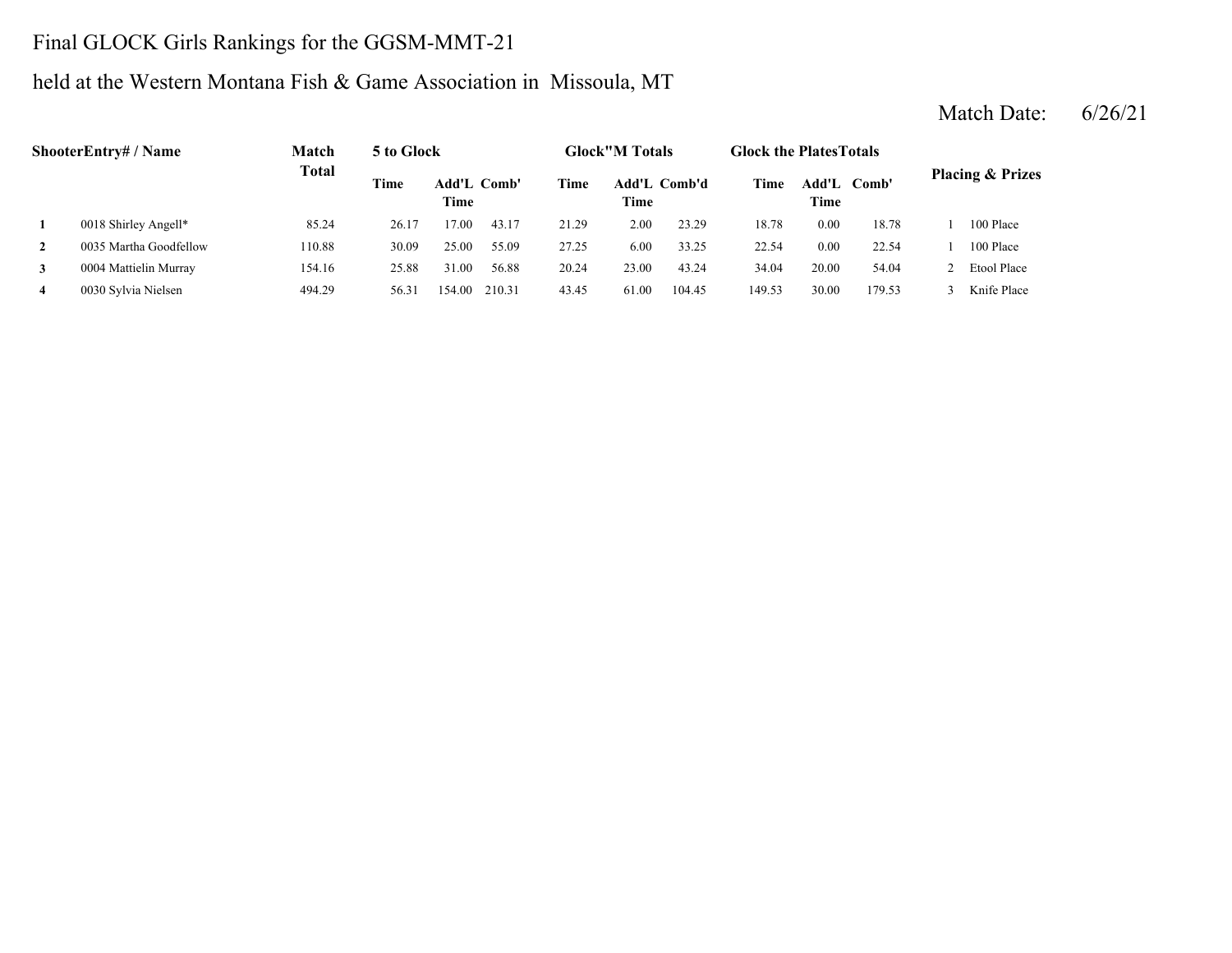Final GLOCK Girls Rankings for the GGSM-MMT-21

held at the Western Montana Fish & Game Association in Missoula, MT

Match Date: 6/26/21

| Shooter | Entry# / Name | Match Total | 5 to Glock | | | Glock"M Totals | | | Glock the PlatesTotals | | | Placing & Prizes | |
|---|---|---|---|---|---|---|---|---|---|---|---|---|---|
| | | | Time | Add'L Time | Comb' | Time | Add'L Time | Comb'd | Time | Add'L Time | Comb' | | |
| **1** | 0018 Shirley Angell* | 85.24 | 26.17 | 17.00 | 43.17 | 21.29 | 2.00 | 23.29 | 18.78 | 0.00 | 18.78 | 1 | 100 Place |
| **2** | 0035 Martha Goodfellow | 110.88 | 30.09 | 25.00 | 55.09 | 27.25 | 6.00 | 33.25 | 22.54 | 0.00 | 22.54 | 1 | 100 Place |
| **3** | 0004 Mattielin Murray | 154.16 | 25.88 | 31.00 | 56.88 | 20.24 | 23.00 | 43.24 | 34.04 | 20.00 | 54.04 | 2 | Etool Place |
| **4** | 0030 Sylvia Nielsen | 494.29 | 56.31 | 154.00 | 210.31 | 43.45 | 61.00 | 104.45 | 149.53 | 30.00 | 179.53 | 3 | Knife Place |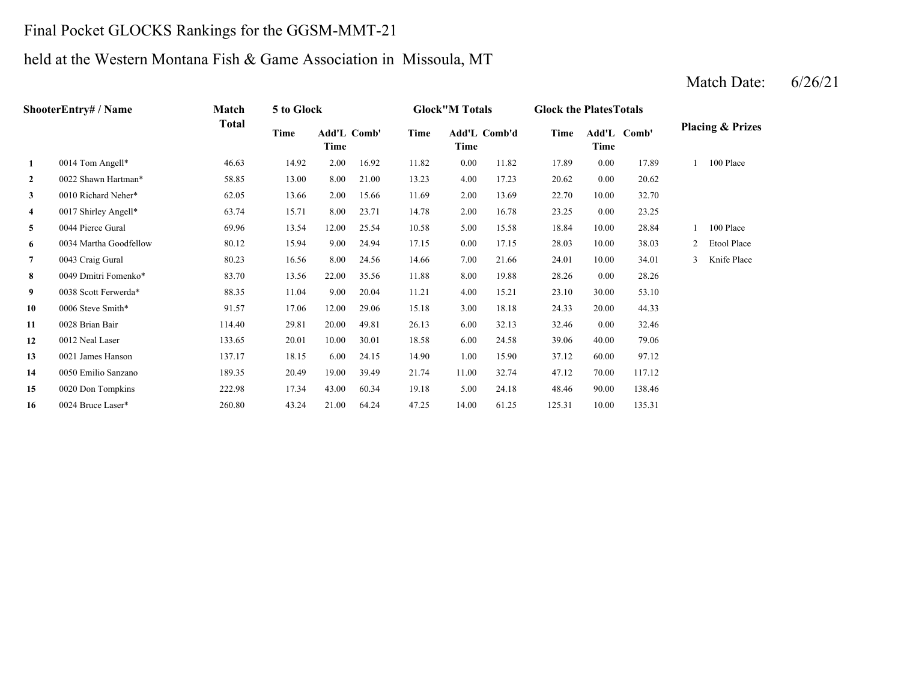Final Pocket GLOCKS Rankings for the GGSM-MMT-21

held at the Western Montana Fish & Game Association in Missoula, MT

Match Date: 6/26/21

| | ShooterEntry# / Name | Match Total | 5 to Glock | | | Glock"M Totals | | | Glock the PlatesTotals | | | Placing & Prizes | |
|---|---|---|---|---|---|---|---|---|---|---|---|---|---|
| | | | Time | Add'L Time | Comb' | Time | Add'L Time | Comb'd | Time | Add'L Time | Comb' | | |
| **1** | 0014 Tom Angell* | 46.63 | 14.92 | 2.00 | 16.92 | 11.82 | 0.00 | 11.82 | 17.89 | 0.00 | 17.89 | 1 | 100 Place |
| **2** | 0022 Shawn Hartman* | 58.85 | 13.00 | 8.00 | 21.00 | 13.23 | 4.00 | 17.23 | 20.62 | 0.00 | 20.62 | | |
| **3** | 0010 Richard Neher* | 62.05 | 13.66 | 2.00 | 15.66 | 11.69 | 2.00 | 13.69 | 22.70 | 10.00 | 32.70 | | |
| **4** | 0017 Shirley Angell* | 63.74 | 15.71 | 8.00 | 23.71 | 14.78 | 2.00 | 16.78 | 23.25 | 0.00 | 23.25 | | |
| **5** | 0044 Pierce Gural | 69.96 | 13.54 | 12.00 | 25.54 | 10.58 | 5.00 | 15.58 | 18.84 | 10.00 | 28.84 | 1 | 100 Place |
| **6** | 0034 Martha Goodfellow | 80.12 | 15.94 | 9.00 | 24.94 | 17.15 | 0.00 | 17.15 | 28.03 | 10.00 | 38.03 | 2 | Etool Place |
| **7** | 0043 Craig Gural | 80.23 | 16.56 | 8.00 | 24.56 | 14.66 | 7.00 | 21.66 | 24.01 | 10.00 | 34.01 | 3 | Knife Place |
| **8** | 0049 Dmitri Fomenko* | 83.70 | 13.56 | 22.00 | 35.56 | 11.88 | 8.00 | 19.88 | 28.26 | 0.00 | 28.26 | | |
| **9** | 0038 Scott Ferwerda* | 88.35 | 11.04 | 9.00 | 20.04 | 11.21 | 4.00 | 15.21 | 23.10 | 30.00 | 53.10 | | |
| **10** | 0006 Steve Smith* | 91.57 | 17.06 | 12.00 | 29.06 | 15.18 | 3.00 | 18.18 | 24.33 | 20.00 | 44.33 | | |
| **11** | 0028 Brian Bair | 114.40 | 29.81 | 20.00 | 49.81 | 26.13 | 6.00 | 32.13 | 32.46 | 0.00 | 32.46 | | |
| **12** | 0012 Neal Laser | 133.65 | 20.01 | 10.00 | 30.01 | 18.58 | 6.00 | 24.58 | 39.06 | 40.00 | 79.06 | | |
| **13** | 0021 James Hanson | 137.17 | 18.15 | 6.00 | 24.15 | 14.90 | 1.00 | 15.90 | 37.12 | 60.00 | 97.12 | | |
| **14** | 0050 Emilio Sanzano | 189.35 | 20.49 | 19.00 | 39.49 | 21.74 | 11.00 | 32.74 | 47.12 | 70.00 | 117.12 | | |
| **15** | 0020 Don Tompkins | 222.98 | 17.34 | 43.00 | 60.34 | 19.18 | 5.00 | 24.18 | 48.46 | 90.00 | 138.46 | | |
| **16** | 0024 Bruce Laser* | 260.80 | 43.24 | 21.00 | 64.24 | 47.25 | 14.00 | 61.25 | 125.31 | 10.00 | 135.31 | | |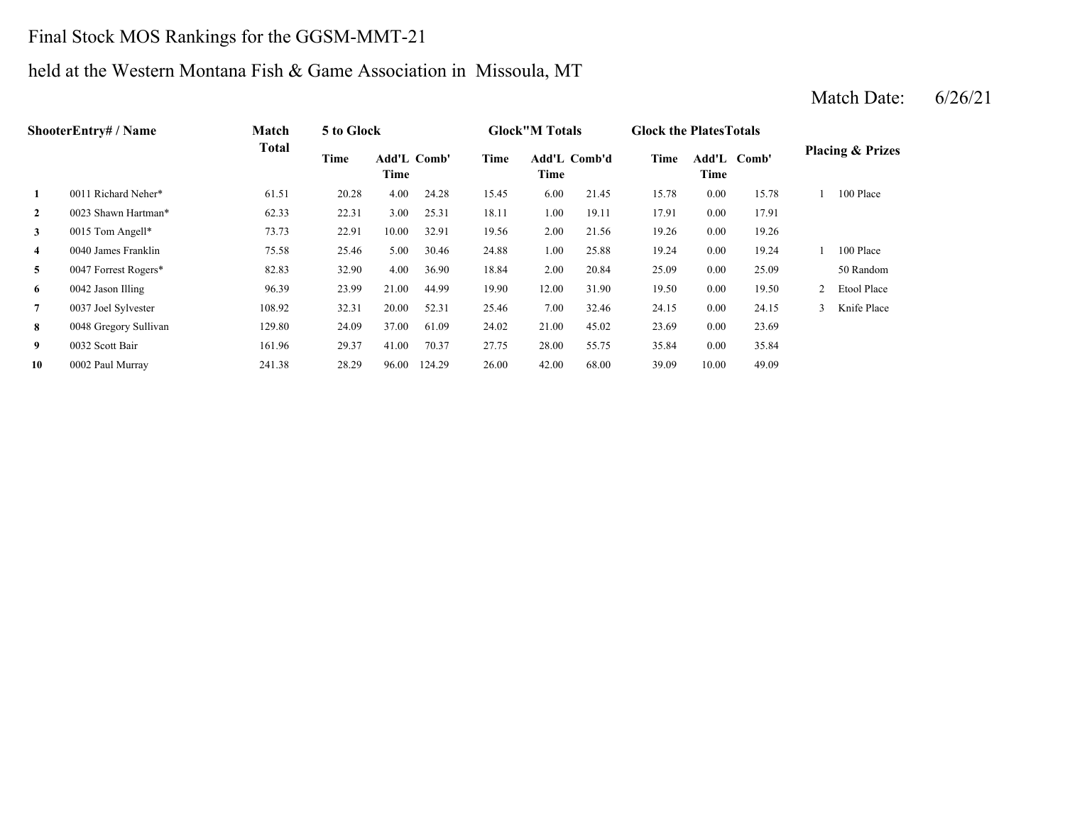# Final Stock MOS Rankings for the GGSM-MMT-21

## held at the Western Montana Fish & Game Association in Missoula, MT

Match Date: 6/26/21

| Shooter | Entry# / Name | Match Total | 5 to Glock | | | Glock"M Totals | | | Glock the Plates Totals | | | Placing & Prizes | |
|---|---|---|---|---|---|---|---|---|---|---|---|---|---|
| | | | Time | Add'L Time | Comb' | Time | Add'L Time | Comb'd | Time | Add'L Time | Comb' | | |
| 1 | 0011 Richard Neher* | 61.51 | 20.28 | 4.00 | 24.28 | 15.45 | 6.00 | 21.45 | 15.78 | 0.00 | 15.78 | 1 | 100 Place |
| 2 | 0023 Shawn Hartman* | 62.33 | 22.31 | 3.00 | 25.31 | 18.11 | 1.00 | 19.11 | 17.91 | 0.00 | 17.91 | | |
| 3 | 0015 Tom Angell* | 73.73 | 22.91 | 10.00 | 32.91 | 19.56 | 2.00 | 21.56 | 19.26 | 0.00 | 19.26 | | |
| 4 | 0040 James Franklin | 75.58 | 25.46 | 5.00 | 30.46 | 24.88 | 1.00 | 25.88 | 19.24 | 0.00 | 19.24 | 1 | 100 Place |
| 5 | 0047 Forrest Rogers* | 82.83 | 32.90 | 4.00 | 36.90 | 18.84 | 2.00 | 20.84 | 25.09 | 0.00 | 25.09 | | 50 Random |
| 6 | 0042 Jason Illing | 96.39 | 23.99 | 21.00 | 44.99 | 19.90 | 12.00 | 31.90 | 19.50 | 0.00 | 19.50 | 2 | Etool Place |
| 7 | 0037 Joel Sylvester | 108.92 | 32.31 | 20.00 | 52.31 | 25.46 | 7.00 | 32.46 | 24.15 | 0.00 | 24.15 | 3 | Knife Place |
| 8 | 0048 Gregory Sullivan | 129.80 | 24.09 | 37.00 | 61.09 | 24.02 | 21.00 | 45.02 | 23.69 | 0.00 | 23.69 | | |
| 9 | 0032 Scott Bair | 161.96 | 29.37 | 41.00 | 70.37 | 27.75 | 28.00 | 55.75 | 35.84 | 0.00 | 35.84 | | |
| 10 | 0002 Paul Murray | 241.38 | 28.29 | 96.00 | 124.29 | 26.00 | 42.00 | 68.00 | 39.09 | 10.00 | 49.09 | | |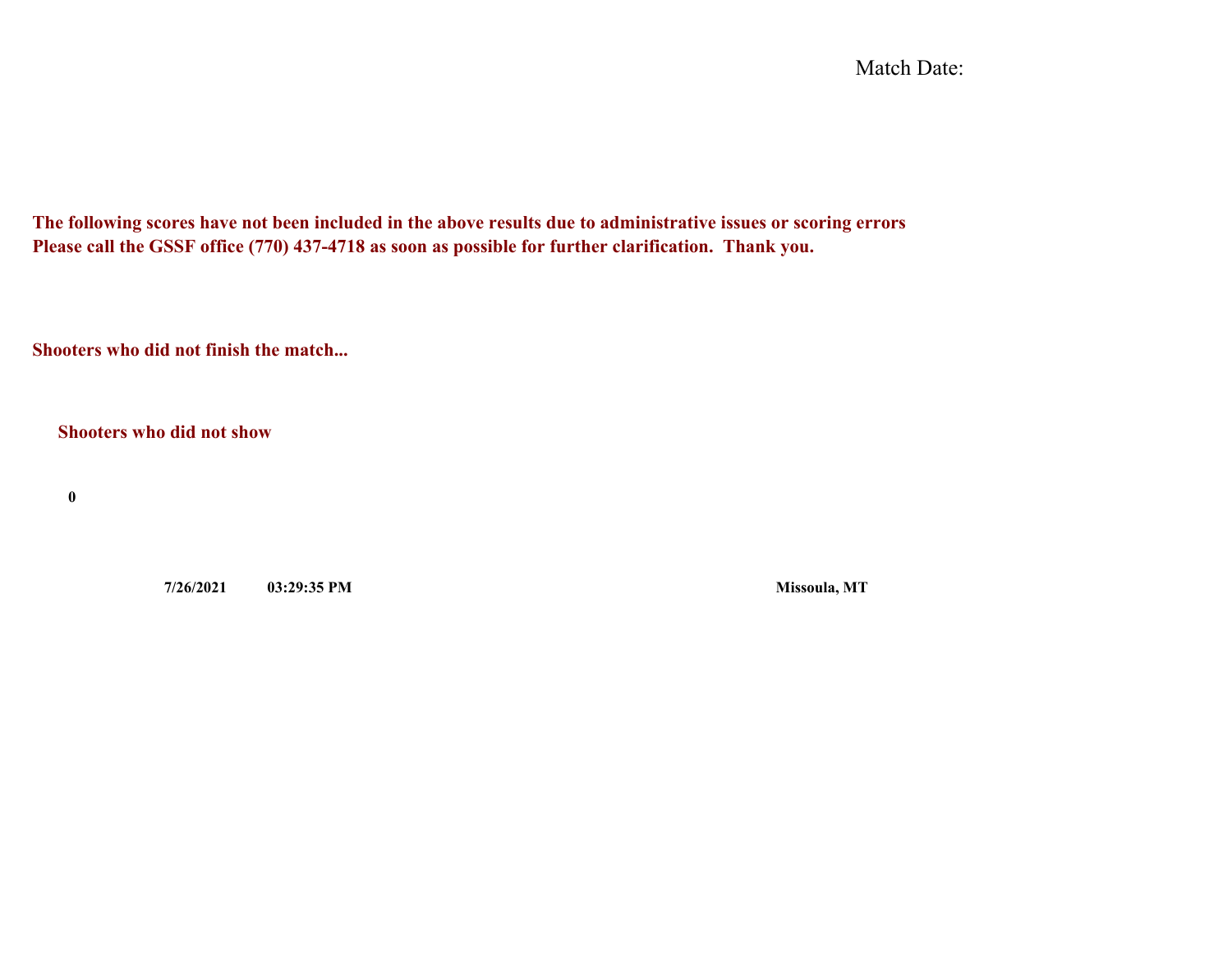Match Date:

**The following scores have not been included in the above results due to administrative issues or scoring errors**
**Please call the GSSF office (770) 437-4718 as soon as possible for further clarification. Thank you.**

**Shooters who did not finish the match...**

**Shooters who did not show**

**0**

**7/26/2021** **03:29:35 PM** **Missoula, MT**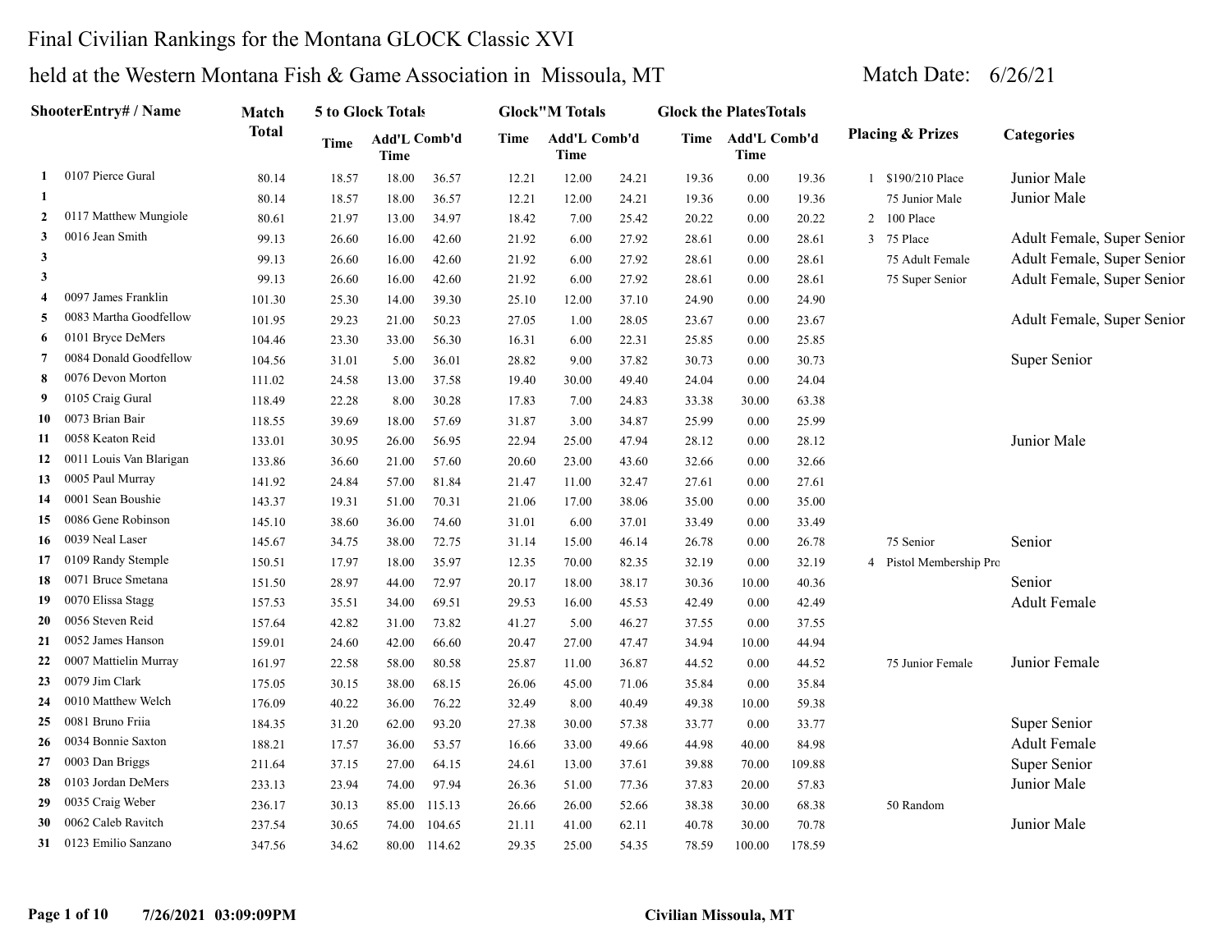# Final Civilian Rankings for the Montana GLOCK Classic XVI

## held at the Western Montana Fish & Game Association in Missoula, MT

Match Date: 6/26/21

| | ShooterEntry# / Name | Match Total | 5 to Glock Totals Time | Add'L Time | Comb'd | Glock"M Totals Time | Add'L Time | Comb'd | Glock the PlatesTotals Time | Add'L Time | Comb'd | Placing & Prizes | | Categories |
|---|---|---|---|---|---|---|---|---|---|---|---|---|---|---|
| 1 | 0107 Pierce Gural | 80.14 | 18.57 | 18.00 | 36.57 | 12.21 | 12.00 | 24.21 | 19.36 | 0.00 | 19.36 | 1 | $190/210 Place | Junior Male |
| 1 | | 80.14 | 18.57 | 18.00 | 36.57 | 12.21 | 12.00 | 24.21 | 19.36 | 0.00 | 19.36 | | 75 Junior Male | Junior Male |
| 2 | 0117 Matthew Mungiole | 80.61 | 21.97 | 13.00 | 34.97 | 18.42 | 7.00 | 25.42 | 20.22 | 0.00 | 20.22 | 2 | 100 Place | |
| 3 | 0016 Jean Smith | 99.13 | 26.60 | 16.00 | 42.60 | 21.92 | 6.00 | 27.92 | 28.61 | 0.00 | 28.61 | 3 | 75 Place | Adult Female, Super Senior |
| 3 | | 99.13 | 26.60 | 16.00 | 42.60 | 21.92 | 6.00 | 27.92 | 28.61 | 0.00 | 28.61 | | 75 Adult Female | Adult Female, Super Senior |
| 3 | | 99.13 | 26.60 | 16.00 | 42.60 | 21.92 | 6.00 | 27.92 | 28.61 | 0.00 | 28.61 | | 75 Super Senior | Adult Female, Super Senior |
| 4 | 0097 James Franklin | 101.30 | 25.30 | 14.00 | 39.30 | 25.10 | 12.00 | 37.10 | 24.90 | 0.00 | 24.90 | | | |
| 5 | 0083 Martha Goodfellow | 101.95 | 29.23 | 21.00 | 50.23 | 27.05 | 1.00 | 28.05 | 23.67 | 0.00 | 23.67 | | | Adult Female, Super Senior |
| 6 | 0101 Bryce DeMers | 104.46 | 23.30 | 33.00 | 56.30 | 16.31 | 6.00 | 22.31 | 25.85 | 0.00 | 25.85 | | | |
| 7 | 0084 Donald Goodfellow | 104.56 | 31.01 | 5.00 | 36.01 | 28.82 | 9.00 | 37.82 | 30.73 | 0.00 | 30.73 | | | Super Senior |
| 8 | 0076 Devon Morton | 111.02 | 24.58 | 13.00 | 37.58 | 19.40 | 30.00 | 49.40 | 24.04 | 0.00 | 24.04 | | | |
| 9 | 0105 Craig Gural | 118.49 | 22.28 | 8.00 | 30.28 | 17.83 | 7.00 | 24.83 | 33.38 | 30.00 | 63.38 | | | |
| 10 | 0073 Brian Bair | 118.55 | 39.69 | 18.00 | 57.69 | 31.87 | 3.00 | 34.87 | 25.99 | 0.00 | 25.99 | | | |
| 11 | 0058 Keaton Reid | 133.01 | 30.95 | 26.00 | 56.95 | 22.94 | 25.00 | 47.94 | 28.12 | 0.00 | 28.12 | | | Junior Male |
| 12 | 0011 Louis Van Blarigan | 133.86 | 36.60 | 21.00 | 57.60 | 20.60 | 23.00 | 43.60 | 32.66 | 0.00 | 32.66 | | | |
| 13 | 0005 Paul Murray | 141.92 | 24.84 | 57.00 | 81.84 | 21.47 | 11.00 | 32.47 | 27.61 | 0.00 | 27.61 | | | |
| 14 | 0001 Sean Boushie | 143.37 | 19.31 | 51.00 | 70.31 | 21.06 | 17.00 | 38.06 | 35.00 | 0.00 | 35.00 | | | |
| 15 | 0086 Gene Robinson | 145.10 | 38.60 | 36.00 | 74.60 | 31.01 | 6.00 | 37.01 | 33.49 | 0.00 | 33.49 | | | |
| 16 | 0039 Neal Laser | 145.67 | 34.75 | 38.00 | 72.75 | 31.14 | 15.00 | 46.14 | 26.78 | 0.00 | 26.78 | | 75 Senior | Senior |
| 17 | 0109 Randy Stemple | 150.51 | 17.97 | 18.00 | 35.97 | 12.35 | 70.00 | 82.35 | 32.19 | 0.00 | 32.19 | 4 | Pistol Membership Pro | |
| 18 | 0071 Bruce Smetana | 151.50 | 28.97 | 44.00 | 72.97 | 20.17 | 18.00 | 38.17 | 30.36 | 10.00 | 40.36 | | | Senior |
| 19 | 0070 Elissa Stagg | 157.53 | 35.51 | 34.00 | 69.51 | 29.53 | 16.00 | 45.53 | 42.49 | 0.00 | 42.49 | | | Adult Female |
| 20 | 0056 Steven Reid | 157.64 | 42.82 | 31.00 | 73.82 | 41.27 | 5.00 | 46.27 | 37.55 | 0.00 | 37.55 | | | |
| 21 | 0052 James Hanson | 159.01 | 24.60 | 42.00 | 66.60 | 20.47 | 27.00 | 47.47 | 34.94 | 10.00 | 44.94 | | | |
| 22 | 0007 Mattielin Murray | 161.97 | 22.58 | 58.00 | 80.58 | 25.87 | 11.00 | 36.87 | 44.52 | 0.00 | 44.52 | | 75 Junior Female | Junior Female |
| 23 | 0079 Jim Clark | 175.05 | 30.15 | 38.00 | 68.15 | 26.06 | 45.00 | 71.06 | 35.84 | 0.00 | 35.84 | | | |
| 24 | 0010 Matthew Welch | 176.09 | 40.22 | 36.00 | 76.22 | 32.49 | 8.00 | 40.49 | 49.38 | 10.00 | 59.38 | | | |
| 25 | 0081 Bruno Friia | 184.35 | 31.20 | 62.00 | 93.20 | 27.38 | 30.00 | 57.38 | 33.77 | 0.00 | 33.77 | | | Super Senior |
| 26 | 0034 Bonnie Saxton | 188.21 | 17.57 | 36.00 | 53.57 | 16.66 | 33.00 | 49.66 | 44.98 | 40.00 | 84.98 | | | Adult Female |
| 27 | 0003 Dan Briggs | 211.64 | 37.15 | 27.00 | 64.15 | 24.61 | 13.00 | 37.61 | 39.88 | 70.00 | 109.88 | | | Super Senior |
| 28 | 0103 Jordan DeMers | 233.13 | 23.94 | 74.00 | 97.94 | 26.36 | 51.00 | 77.36 | 37.83 | 20.00 | 57.83 | | | Junior Male |
| 29 | 0035 Craig Weber | 236.17 | 30.13 | 85.00 | 115.13 | 26.66 | 26.00 | 52.66 | 38.38 | 30.00 | 68.38 | | 50 Random | |
| 30 | 0062 Caleb Ravitch | 237.54 | 30.65 | 74.00 | 104.65 | 21.11 | 41.00 | 62.11 | 40.78 | 30.00 | 70.78 | | | Junior Male |
| 31 | 0123 Emilio Sanzano | 347.56 | 34.62 | 80.00 | 114.62 | 29.35 | 25.00 | 54.35 | 78.59 | 100.00 | 178.59 | | | |

7/26/2021 03:09:09PM Civilian Missoula, MT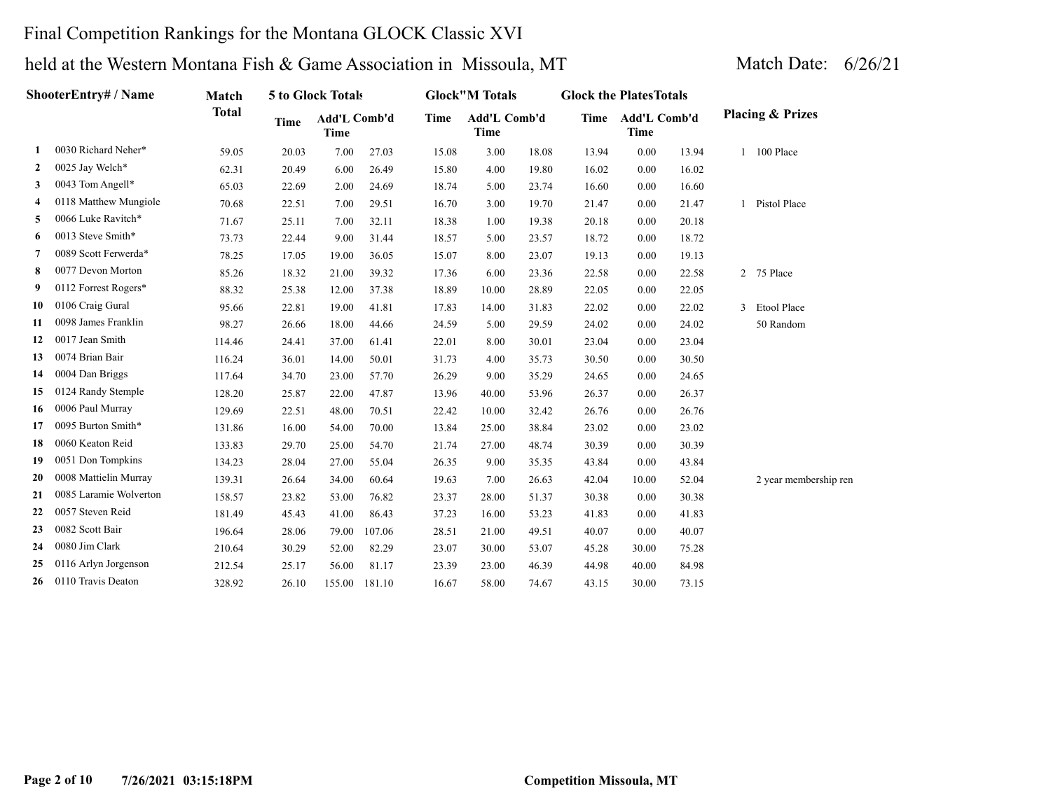# Final Competition Rankings for the Montana GLOCK Classic XVI

## held at the Western Montana Fish & Game Association in Missoula, MT

Match Date: 6/26/21

| | ShooterEntry# / Name | Match Total | 5 to Glock Totals | | | Glock"M Totals | | | Glock the PlatesTotals | | | Placing & Prizes |
|---|---|---|---|---|---|---|---|---|---|---|---|---|
| | | | Time | Add'L Time | Comb'd | Time | Add'L Time | Comb'd | Time | Add'L Time | Comb'd | |
| 1 | 0030 Richard Neher* | 59.05 | 20.03 | 7.00 | 27.03 | 15.08 | 3.00 | 18.08 | 13.94 | 0.00 | 13.94 | 1 100 Place |
| 2 | 0025 Jay Welch* | 62.31 | 20.49 | 6.00 | 26.49 | 15.80 | 4.00 | 19.80 | 16.02 | 0.00 | 16.02 | |
| 3 | 0043 Tom Angell* | 65.03 | 22.69 | 2.00 | 24.69 | 18.74 | 5.00 | 23.74 | 16.60 | 0.00 | 16.60 | |
| 4 | 0118 Matthew Mungiole | 70.68 | 22.51 | 7.00 | 29.51 | 16.70 | 3.00 | 19.70 | 21.47 | 0.00 | 21.47 | 1 Pistol Place |
| 5 | 0066 Luke Ravitch* | 71.67 | 25.11 | 7.00 | 32.11 | 18.38 | 1.00 | 19.38 | 20.18 | 0.00 | 20.18 | |
| 6 | 0013 Steve Smith* | 73.73 | 22.44 | 9.00 | 31.44 | 18.57 | 5.00 | 23.57 | 18.72 | 0.00 | 18.72 | |
| 7 | 0089 Scott Ferwerda* | 78.25 | 17.05 | 19.00 | 36.05 | 15.07 | 8.00 | 23.07 | 19.13 | 0.00 | 19.13 | |
| 8 | 0077 Devon Morton | 85.26 | 18.32 | 21.00 | 39.32 | 17.36 | 6.00 | 23.36 | 22.58 | 0.00 | 22.58 | 2 75 Place |
| 9 | 0112 Forrest Rogers* | 88.32 | 25.38 | 12.00 | 37.38 | 18.89 | 10.00 | 28.89 | 22.05 | 0.00 | 22.05 | |
| 10 | 0106 Craig Gural | 95.66 | 22.81 | 19.00 | 41.81 | 17.83 | 14.00 | 31.83 | 22.02 | 0.00 | 22.02 | 3 Etool Place |
| 11 | 0098 James Franklin | 98.27 | 26.66 | 18.00 | 44.66 | 24.59 | 5.00 | 29.59 | 24.02 | 0.00 | 24.02 | 50 Random |
| 12 | 0017 Jean Smith | 114.46 | 24.41 | 37.00 | 61.41 | 22.01 | 8.00 | 30.01 | 23.04 | 0.00 | 23.04 | |
| 13 | 0074 Brian Bair | 116.24 | 36.01 | 14.00 | 50.01 | 31.73 | 4.00 | 35.73 | 30.50 | 0.00 | 30.50 | |
| 14 | 0004 Dan Briggs | 117.64 | 34.70 | 23.00 | 57.70 | 26.29 | 9.00 | 35.29 | 24.65 | 0.00 | 24.65 | |
| 15 | 0124 Randy Stemple | 128.20 | 25.87 | 22.00 | 47.87 | 13.96 | 40.00 | 53.96 | 26.37 | 0.00 | 26.37 | |
| 16 | 0006 Paul Murray | 129.69 | 22.51 | 48.00 | 70.51 | 22.42 | 10.00 | 32.42 | 26.76 | 0.00 | 26.76 | |
| 17 | 0095 Burton Smith* | 131.86 | 16.00 | 54.00 | 70.00 | 13.84 | 25.00 | 38.84 | 23.02 | 0.00 | 23.02 | |
| 18 | 0060 Keaton Reid | 133.83 | 29.70 | 25.00 | 54.70 | 21.74 | 27.00 | 48.74 | 30.39 | 0.00 | 30.39 | |
| 19 | 0051 Don Tompkins | 134.23 | 28.04 | 27.00 | 55.04 | 26.35 | 9.00 | 35.35 | 43.84 | 0.00 | 43.84 | |
| 20 | 0008 Mattielin Murray | 139.31 | 26.64 | 34.00 | 60.64 | 19.63 | 7.00 | 26.63 | 42.04 | 10.00 | 52.04 | 2 year membership ren |
| 21 | 0085 Laramie Wolverton | 158.57 | 23.82 | 53.00 | 76.82 | 23.37 | 28.00 | 51.37 | 30.38 | 0.00 | 30.38 | |
| 22 | 0057 Steven Reid | 181.49 | 45.43 | 41.00 | 86.43 | 37.23 | 16.00 | 53.23 | 41.83 | 0.00 | 41.83 | |
| 23 | 0082 Scott Bair | 196.64 | 28.06 | 79.00 | 107.06 | 28.51 | 21.00 | 49.51 | 40.07 | 0.00 | 40.07 | |
| 24 | 0080 Jim Clark | 210.64 | 30.29 | 52.00 | 82.29 | 23.07 | 30.00 | 53.07 | 45.28 | 30.00 | 75.28 | |
| 25 | 0116 Arlyn Jorgenson | 212.54 | 25.17 | 56.00 | 81.17 | 23.39 | 23.00 | 46.39 | 44.98 | 40.00 | 84.98 | |
| 26 | 0110 Travis Deaton | 328.92 | 26.10 | 155.00 | 181.10 | 16.67 | 58.00 | 74.67 | 43.15 | 30.00 | 73.15 | |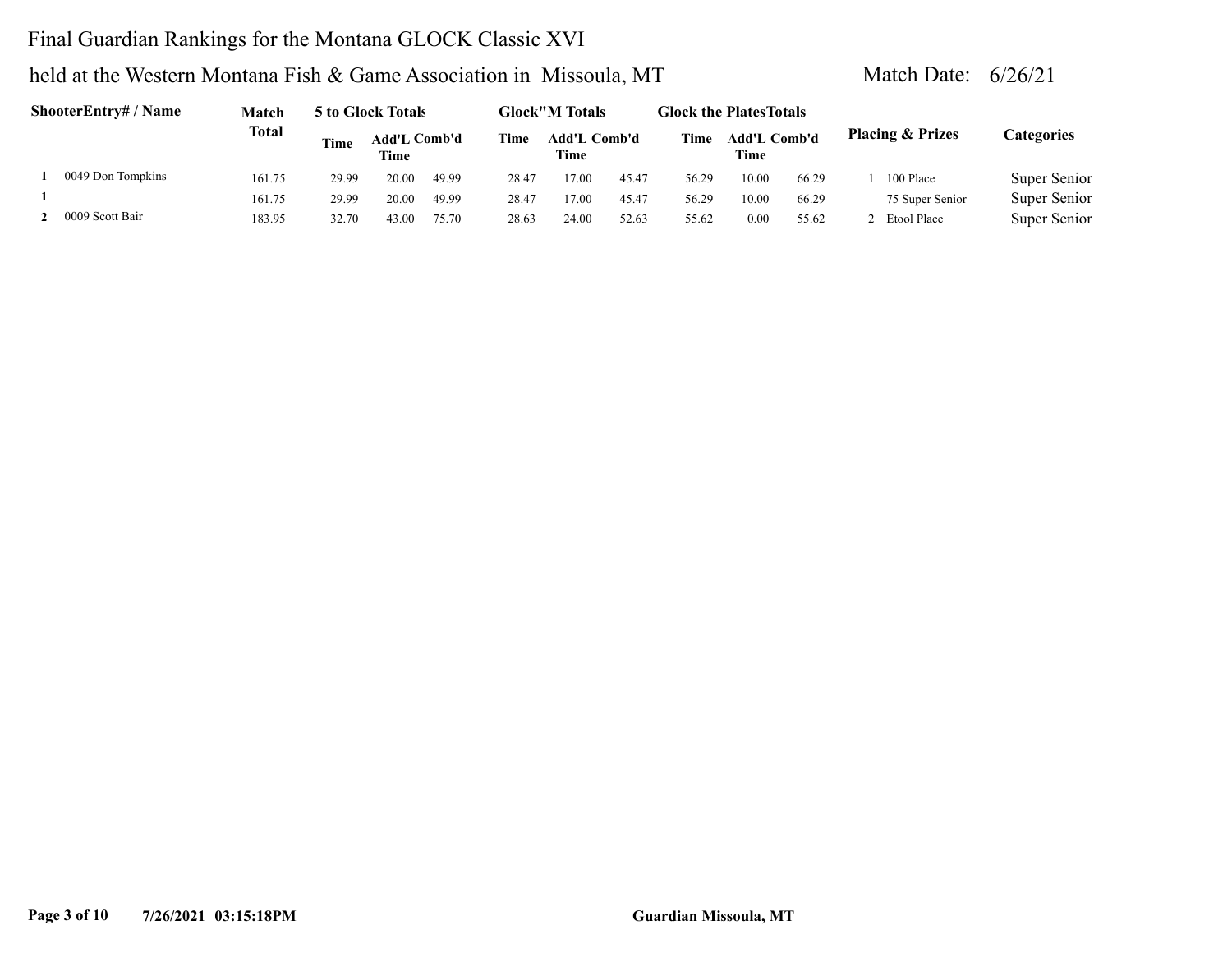Final Guardian Rankings for the Montana GLOCK Classic XVI

held at the Western Montana Fish & Game Association in Missoula, MT Match Date: 6/26/21

| | ShooterEntry# / Name | Match Total | 5 to Glock Totals | | | Glock"M Totals | | | Glock the PlatesTotals | | | Placing & Prizes | | Categories |
|---|---|---|---|---|---|---|---|---|---|---|---|---|---|---|
| | | | Time | Add'L Time | Comb'd | Time | Add'L Time | Comb'd | Time | Add'L Time | Comb'd | | | |
| 1 | 0049 Don Tompkins | 161.75 | 29.99 | 20.00 | 49.99 | 28.47 | 17.00 | 45.47 | 56.29 | 10.00 | 66.29 | 1 | 100 Place | Super Senior |
| 1 | | 161.75 | 29.99 | 20.00 | 49.99 | 28.47 | 17.00 | 45.47 | 56.29 | 10.00 | 66.29 | | 75 Super Senior | Super Senior |
| 2 | 0009 Scott Bair | 183.95 | 32.70 | 43.00 | 75.70 | 28.63 | 24.00 | 52.63 | 55.62 | 0.00 | 55.62 | 2 | Etool Place | Super Senior |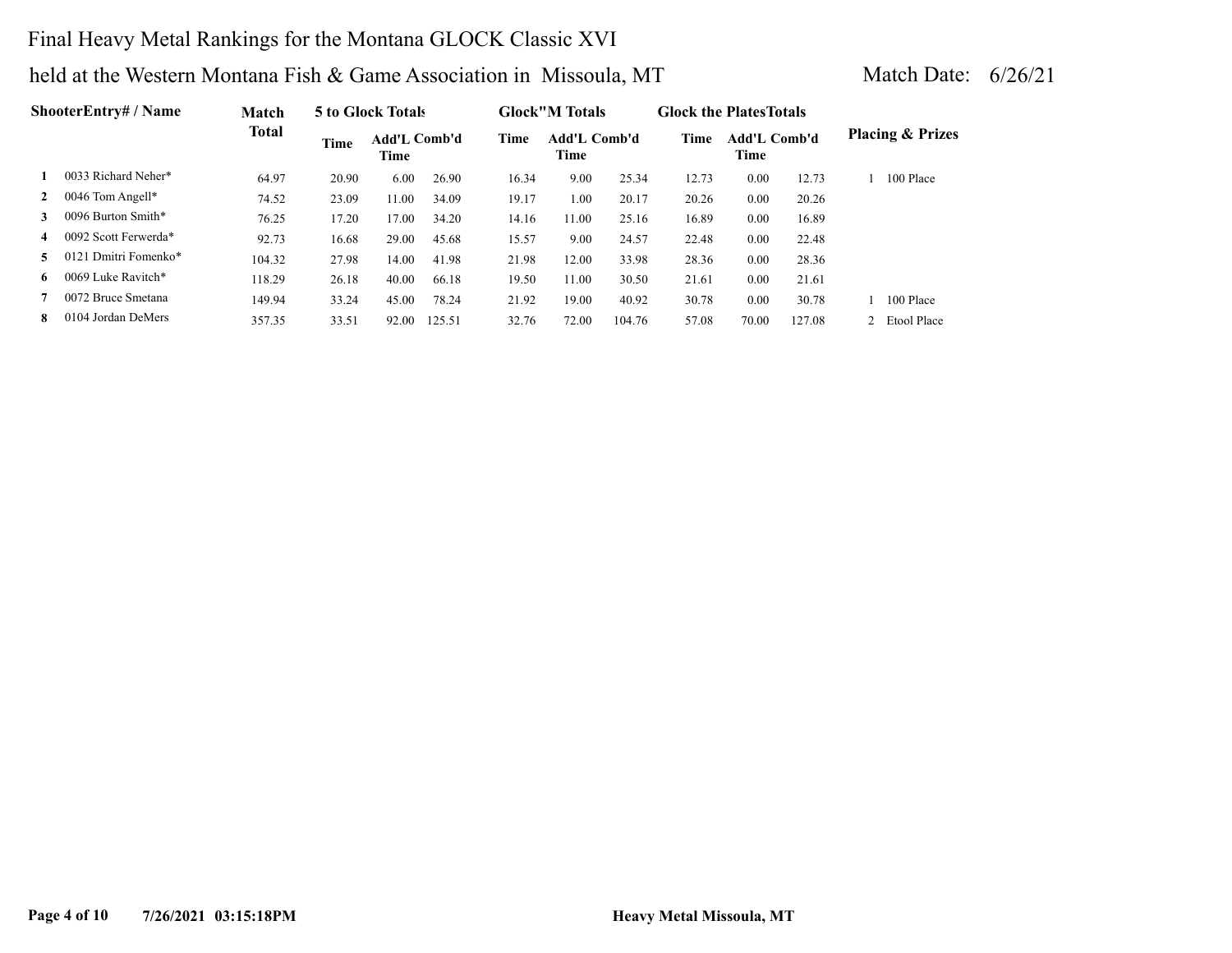# Final Heavy Metal Rankings for the Montana GLOCK Classic XVI

## held at the Western Montana Fish & Game Association in Missoula, MT

Match Date: 6/26/21

| | ShooterEntry# / Name | Match Total | 5 to Glock Totals | | | Glock"M Totals | | | Glock the Plates Totals | | | Placing & Prizes |
|---|---|---|---|---|---|---|---|---|---|---|---|---|
| | | | Time | Add'L Time | Comb'd | Time | Add'L Time | Comb'd | Time | Add'L Time | Comb'd | |
| 1 | 0033 Richard Neher* | 64.97 | 20.90 | 6.00 | 26.90 | 16.34 | 9.00 | 25.34 | 12.73 | 0.00 | 12.73 | 1 100 Place |
| 2 | 0046 Tom Angell* | 74.52 | 23.09 | 11.00 | 34.09 | 19.17 | 1.00 | 20.17 | 20.26 | 0.00 | 20.26 | |
| 3 | 0096 Burton Smith* | 76.25 | 17.20 | 17.00 | 34.20 | 14.16 | 11.00 | 25.16 | 16.89 | 0.00 | 16.89 | |
| 4 | 0092 Scott Ferwerda* | 92.73 | 16.68 | 29.00 | 45.68 | 15.57 | 9.00 | 24.57 | 22.48 | 0.00 | 22.48 | |
| 5 | 0121 Dmitri Fomenko* | 104.32 | 27.98 | 14.00 | 41.98 | 21.98 | 12.00 | 33.98 | 28.36 | 0.00 | 28.36 | |
| 6 | 0069 Luke Ravitch* | 118.29 | 26.18 | 40.00 | 66.18 | 19.50 | 11.00 | 30.50 | 21.61 | 0.00 | 21.61 | |
| 7 | 0072 Bruce Smetana | 149.94 | 33.24 | 45.00 | 78.24 | 21.92 | 19.00 | 40.92 | 30.78 | 0.00 | 30.78 | 1 100 Place |
| 8 | 0104 Jordan DeMers | 357.35 | 33.51 | 92.00 | 125.51 | 32.76 | 72.00 | 104.76 | 57.08 | 70.00 | 127.08 | 2 Etool Place |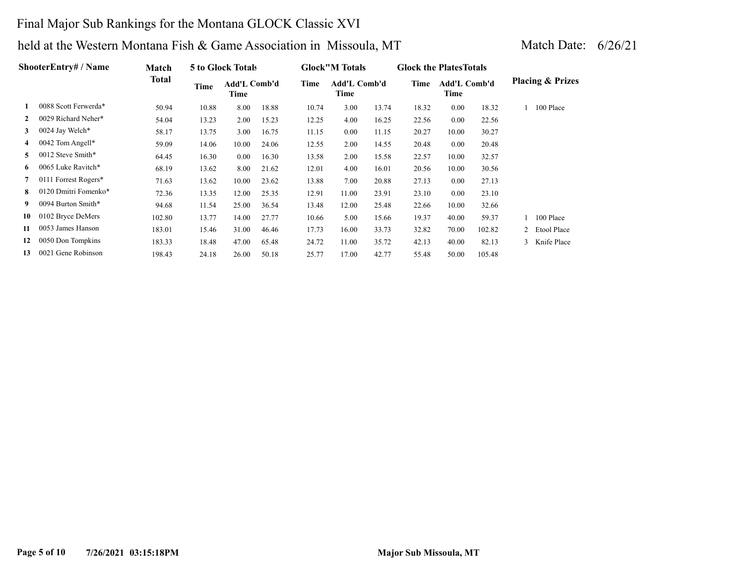# Final Major Sub Rankings for the Montana GLOCK Classic XVI

## held at the Western Montana Fish & Game Association in Missoula, MT

Match Date: 6/26/21

| | ShooterEntry# / Name | Match Total | 5 to Glock Totals | | | Glock"M Totals | | | Glock the PlatesTotals | | | Placing & Prizes |
|---|---|---|---|---|---|---|---|---|---|---|---|---|
| | | | Time | Add'L Time | Comb'd | Time | Add'L Time | Comb'd | Time | Add'L Time | Comb'd | |
| 1 | 0088 Scott Ferwerda* | 50.94 | 10.88 | 8.00 | 18.88 | 10.74 | 3.00 | 13.74 | 18.32 | 0.00 | 18.32 | 1 100 Place |
| 2 | 0029 Richard Neher* | 54.04 | 13.23 | 2.00 | 15.23 | 12.25 | 4.00 | 16.25 | 22.56 | 0.00 | 22.56 | |
| 3 | 0024 Jay Welch* | 58.17 | 13.75 | 3.00 | 16.75 | 11.15 | 0.00 | 11.15 | 20.27 | 10.00 | 30.27 | |
| 4 | 0042 Tom Angell* | 59.09 | 14.06 | 10.00 | 24.06 | 12.55 | 2.00 | 14.55 | 20.48 | 0.00 | 20.48 | |
| 5 | 0012 Steve Smith* | 64.45 | 16.30 | 0.00 | 16.30 | 13.58 | 2.00 | 15.58 | 22.57 | 10.00 | 32.57 | |
| 6 | 0065 Luke Ravitch* | 68.19 | 13.62 | 8.00 | 21.62 | 12.01 | 4.00 | 16.01 | 20.56 | 10.00 | 30.56 | |
| 7 | 0111 Forrest Rogers* | 71.63 | 13.62 | 10.00 | 23.62 | 13.88 | 7.00 | 20.88 | 27.13 | 0.00 | 27.13 | |
| 8 | 0120 Dmitri Fomenko* | 72.36 | 13.35 | 12.00 | 25.35 | 12.91 | 11.00 | 23.91 | 23.10 | 0.00 | 23.10 | |
| 9 | 0094 Burton Smith* | 94.68 | 11.54 | 25.00 | 36.54 | 13.48 | 12.00 | 25.48 | 22.66 | 10.00 | 32.66 | |
| 10 | 0102 Bryce DeMers | 102.80 | 13.77 | 14.00 | 27.77 | 10.66 | 5.00 | 15.66 | 19.37 | 40.00 | 59.37 | 1 100 Place |
| 11 | 0053 James Hanson | 183.01 | 15.46 | 31.00 | 46.46 | 17.73 | 16.00 | 33.73 | 32.82 | 70.00 | 102.82 | 2 Etool Place |
| 12 | 0050 Don Tompkins | 183.33 | 18.48 | 47.00 | 65.48 | 24.72 | 11.00 | 35.72 | 42.13 | 40.00 | 82.13 | 3 Knife Place |
| 13 | 0021 Gene Robinson | 198.43 | 24.18 | 26.00 | 50.18 | 25.77 | 17.00 | 42.77 | 55.48 | 50.00 | 105.48 | |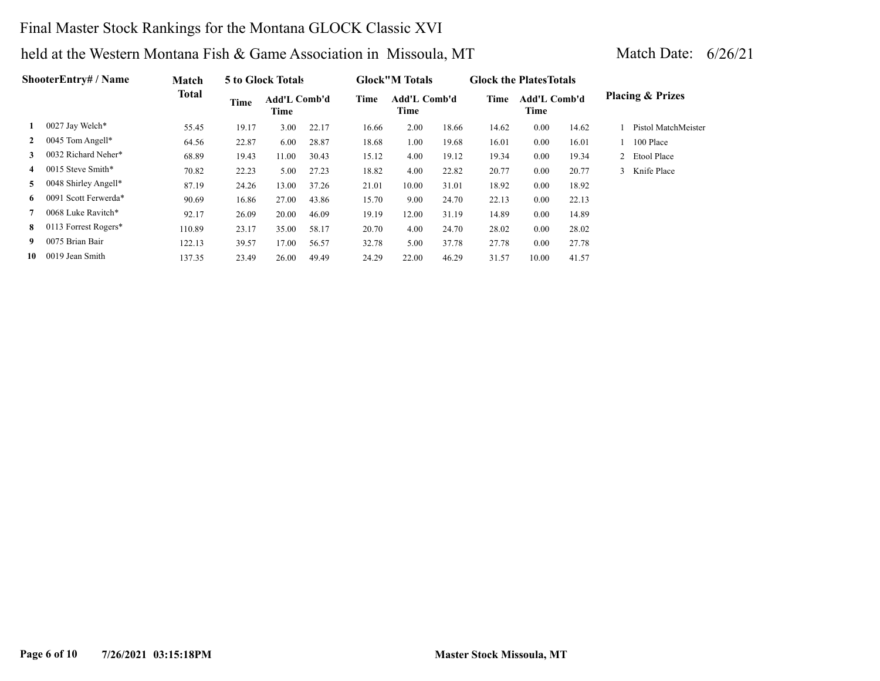# Final Master Stock Rankings for the Montana GLOCK Classic XVI

## held at the Western Montana Fish & Game Association in Missoula, MT

Match Date: 6/26/21

| | ShooterEntry# / Name | Match Total | 5 to Glock Totals | | | Glock"M Totals | | | Glock the PlatesTotals | | | Placing & Prizes |
|---|---|---|---|---|---|---|---|---|---|---|---|---|
| | | | Time | Add'L Time | Comb'd | Time | Add'L Time | Comb'd | Time | Add'L Time | Comb'd | |
| 1 | 0027 Jay Welch* | 55.45 | 19.17 | 3.00 | 22.17 | 16.66 | 2.00 | 18.66 | 14.62 | 0.00 | 14.62 | 1 Pistol MatchMeister |
| 2 | 0045 Tom Angell* | 64.56 | 22.87 | 6.00 | 28.87 | 18.68 | 1.00 | 19.68 | 16.01 | 0.00 | 16.01 | 1 100 Place |
| 3 | 0032 Richard Neher* | 68.89 | 19.43 | 11.00 | 30.43 | 15.12 | 4.00 | 19.12 | 19.34 | 0.00 | 19.34 | 2 Etool Place |
| 4 | 0015 Steve Smith* | 70.82 | 22.23 | 5.00 | 27.23 | 18.82 | 4.00 | 22.82 | 20.77 | 0.00 | 20.77 | 3 Knife Place |
| 5 | 0048 Shirley Angell* | 87.19 | 24.26 | 13.00 | 37.26 | 21.01 | 10.00 | 31.01 | 18.92 | 0.00 | 18.92 | |
| 6 | 0091 Scott Ferwerda* | 90.69 | 16.86 | 27.00 | 43.86 | 15.70 | 9.00 | 24.70 | 22.13 | 0.00 | 22.13 | |
| 7 | 0068 Luke Ravitch* | 92.17 | 26.09 | 20.00 | 46.09 | 19.19 | 12.00 | 31.19 | 14.89 | 0.00 | 14.89 | |
| 8 | 0113 Forrest Rogers* | 110.89 | 23.17 | 35.00 | 58.17 | 20.70 | 4.00 | 24.70 | 28.02 | 0.00 | 28.02 | |
| 9 | 0075 Brian Bair | 122.13 | 39.57 | 17.00 | 56.57 | 32.78 | 5.00 | 37.78 | 27.78 | 0.00 | 27.78 | |
| 10 | 0019 Jean Smith | 137.35 | 23.49 | 26.00 | 49.49 | 24.29 | 22.00 | 46.29 | 31.57 | 10.00 | 41.57 | |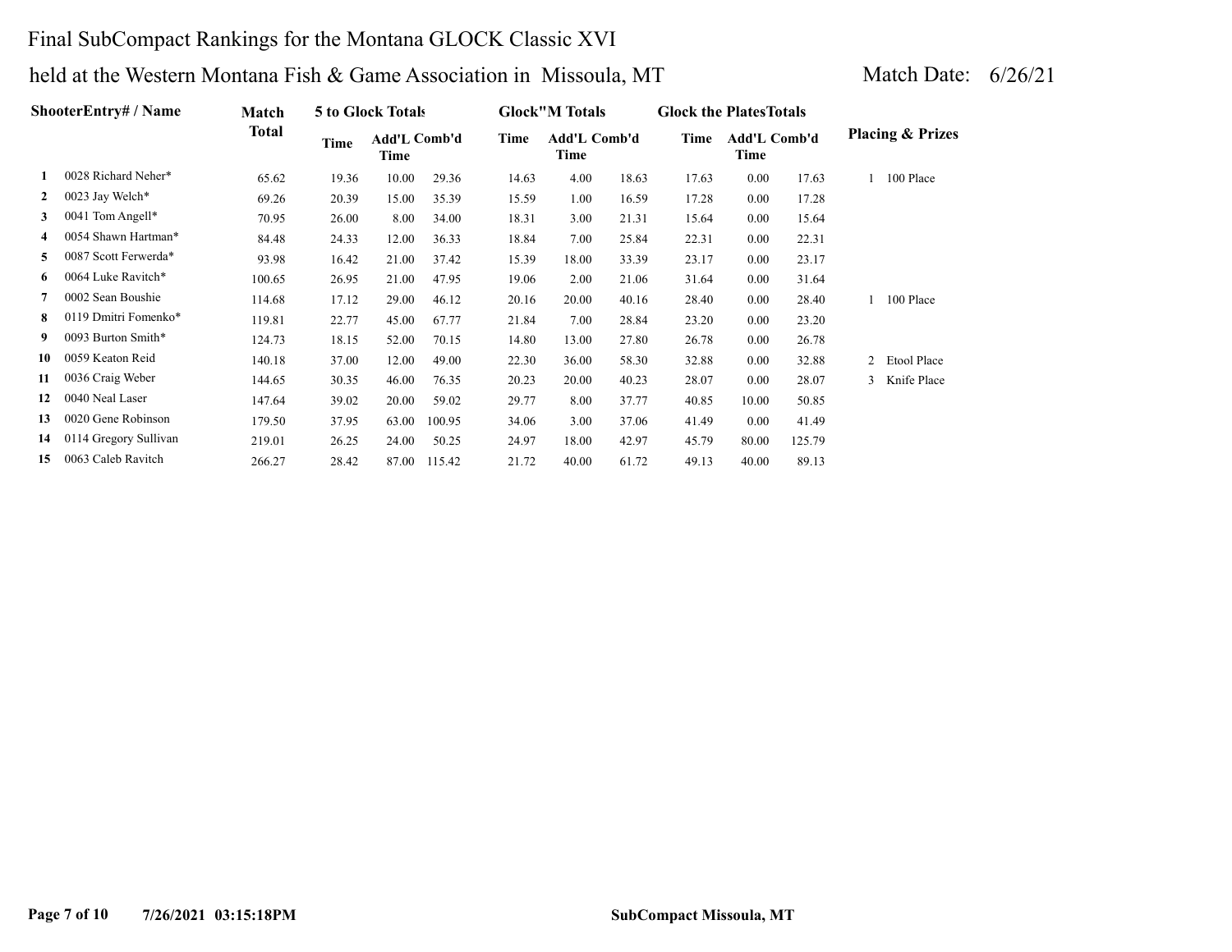# Final SubCompact Rankings for the Montana GLOCK Classic XVI

## held at the Western Montana Fish & Game Association in Missoula, MT

Match Date: 6/26/21

| | ShooterEntry# / Name | Match Total | 5 to Glock Totals | | | Glock"M Totals | | | Glock the PlatesTotals | | | Placing & Prizes |
|---|---|---|---|---|---|---|---|---|---|---|---|---|
| | | | Time | Add'L Time | Comb'd | Time | Add'L Time | Comb'd | Time | Add'L Time | Comb'd | |
| 1 | 0028 Richard Neher* | 65.62 | 19.36 | 10.00 | 29.36 | 14.63 | 4.00 | 18.63 | 17.63 | 0.00 | 17.63 | 1 100 Place |
| 2 | 0023 Jay Welch* | 69.26 | 20.39 | 15.00 | 35.39 | 15.59 | 1.00 | 16.59 | 17.28 | 0.00 | 17.28 | |
| 3 | 0041 Tom Angell* | 70.95 | 26.00 | 8.00 | 34.00 | 18.31 | 3.00 | 21.31 | 15.64 | 0.00 | 15.64 | |
| 4 | 0054 Shawn Hartman* | 84.48 | 24.33 | 12.00 | 36.33 | 18.84 | 7.00 | 25.84 | 22.31 | 0.00 | 22.31 | |
| 5 | 0087 Scott Ferwerda* | 93.98 | 16.42 | 21.00 | 37.42 | 15.39 | 18.00 | 33.39 | 23.17 | 0.00 | 23.17 | |
| 6 | 0064 Luke Ravitch* | 100.65 | 26.95 | 21.00 | 47.95 | 19.06 | 2.00 | 21.06 | 31.64 | 0.00 | 31.64 | |
| 7 | 0002 Sean Boushie | 114.68 | 17.12 | 29.00 | 46.12 | 20.16 | 20.00 | 40.16 | 28.40 | 0.00 | 28.40 | 1 100 Place |
| 8 | 0119 Dmitri Fomenko* | 119.81 | 22.77 | 45.00 | 67.77 | 21.84 | 7.00 | 28.84 | 23.20 | 0.00 | 23.20 | |
| 9 | 0093 Burton Smith* | 124.73 | 18.15 | 52.00 | 70.15 | 14.80 | 13.00 | 27.80 | 26.78 | 0.00 | 26.78 | |
| 10 | 0059 Keaton Reid | 140.18 | 37.00 | 12.00 | 49.00 | 22.30 | 36.00 | 58.30 | 32.88 | 0.00 | 32.88 | 2 Etool Place |
| 11 | 0036 Craig Weber | 144.65 | 30.35 | 46.00 | 76.35 | 20.23 | 20.00 | 40.23 | 28.07 | 0.00 | 28.07 | 3 Knife Place |
| 12 | 0040 Neal Laser | 147.64 | 39.02 | 20.00 | 59.02 | 29.77 | 8.00 | 37.77 | 40.85 | 10.00 | 50.85 | |
| 13 | 0020 Gene Robinson | 179.50 | 37.95 | 63.00 | 100.95 | 34.06 | 3.00 | 37.06 | 41.49 | 0.00 | 41.49 | |
| 14 | 0114 Gregory Sullivan | 219.01 | 26.25 | 24.00 | 50.25 | 24.97 | 18.00 | 42.97 | 45.79 | 80.00 | 125.79 | |
| 15 | 0063 Caleb Ravitch | 266.27 | 28.42 | 87.00 | 115.42 | 21.72 | 40.00 | 61.72 | 49.13 | 40.00 | 89.13 | |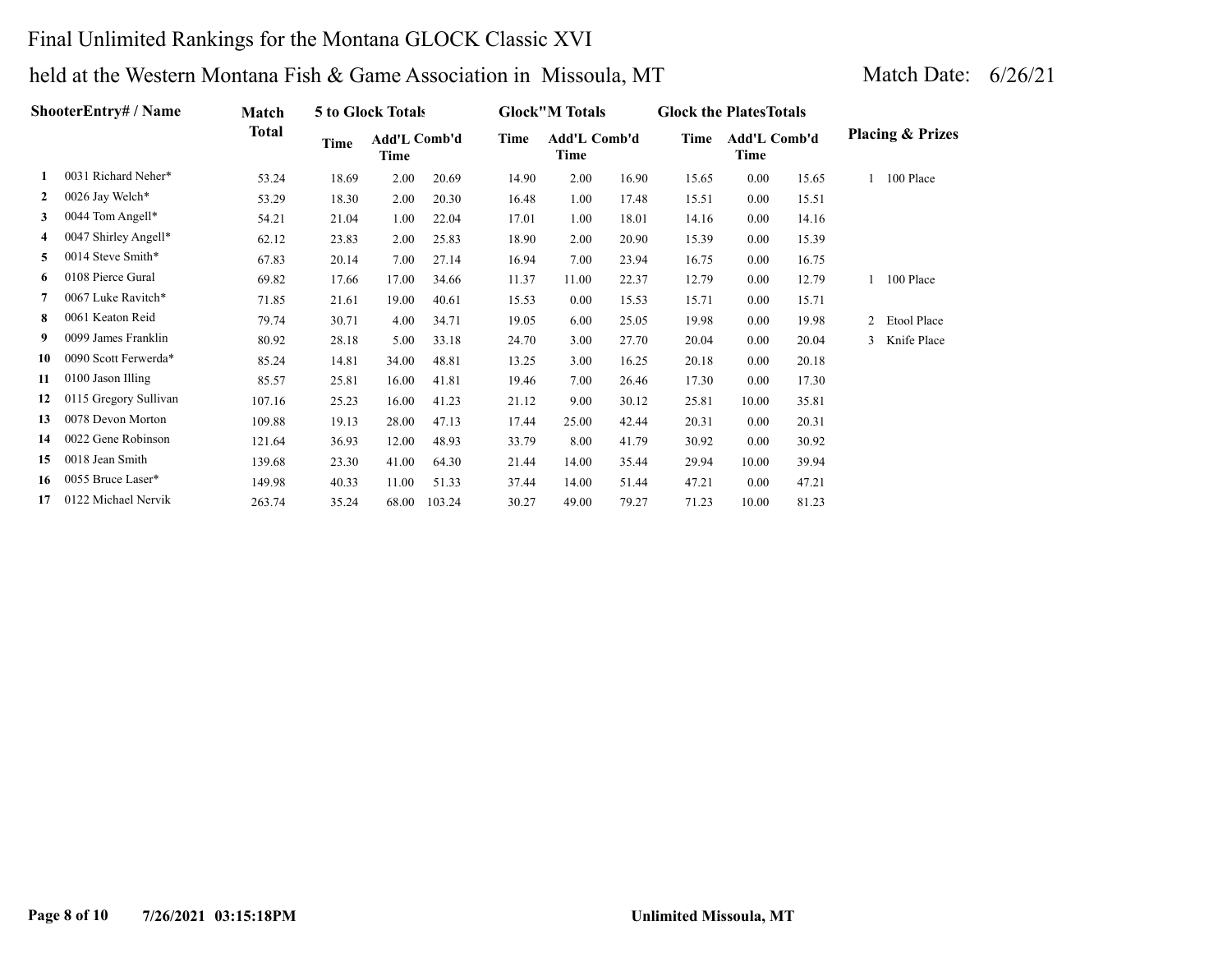# Final Unlimited Rankings for the Montana GLOCK Classic XVI

## held at the Western Montana Fish & Game Association in Missoula, MT

Match Date: 6/26/21

| | ShooterEntry# / Name | Match Total | 5 to Glock Totals | | | Glock"M Totals | | | Glock the PlatesTotals | | | Placing & Prizes |
|---|---|---|---|---|---|---|---|---|---|---|---|---|
| | | | Time | Add'L Time | Comb'd | Time | Add'L Time | Comb'd | Time | Add'L Time | Comb'd | |
| 1 | 0031 Richard Neher* | 53.24 | 18.69 | 2.00 | 20.69 | 14.90 | 2.00 | 16.90 | 15.65 | 0.00 | 15.65 | 1 100 Place |
| 2 | 0026 Jay Welch* | 53.29 | 18.30 | 2.00 | 20.30 | 16.48 | 1.00 | 17.48 | 15.51 | 0.00 | 15.51 | |
| 3 | 0044 Tom Angell* | 54.21 | 21.04 | 1.00 | 22.04 | 17.01 | 1.00 | 18.01 | 14.16 | 0.00 | 14.16 | |
| 4 | 0047 Shirley Angell* | 62.12 | 23.83 | 2.00 | 25.83 | 18.90 | 2.00 | 20.90 | 15.39 | 0.00 | 15.39 | |
| 5 | 0014 Steve Smith* | 67.83 | 20.14 | 7.00 | 27.14 | 16.94 | 7.00 | 23.94 | 16.75 | 0.00 | 16.75 | |
| 6 | 0108 Pierce Gural | 69.82 | 17.66 | 17.00 | 34.66 | 11.37 | 11.00 | 22.37 | 12.79 | 0.00 | 12.79 | 1 100 Place |
| 7 | 0067 Luke Ravitch* | 71.85 | 21.61 | 19.00 | 40.61 | 15.53 | 0.00 | 15.53 | 15.71 | 0.00 | 15.71 | |
| 8 | 0061 Keaton Reid | 79.74 | 30.71 | 4.00 | 34.71 | 19.05 | 6.00 | 25.05 | 19.98 | 0.00 | 19.98 | 2 Etool Place |
| 9 | 0099 James Franklin | 80.92 | 28.18 | 5.00 | 33.18 | 24.70 | 3.00 | 27.70 | 20.04 | 0.00 | 20.04 | 3 Knife Place |
| 10 | 0090 Scott Ferwerda* | 85.24 | 14.81 | 34.00 | 48.81 | 13.25 | 3.00 | 16.25 | 20.18 | 0.00 | 20.18 | |
| 11 | 0100 Jason Illing | 85.57 | 25.81 | 16.00 | 41.81 | 19.46 | 7.00 | 26.46 | 17.30 | 0.00 | 17.30 | |
| 12 | 0115 Gregory Sullivan | 107.16 | 25.23 | 16.00 | 41.23 | 21.12 | 9.00 | 30.12 | 25.81 | 10.00 | 35.81 | |
| 13 | 0078 Devon Morton | 109.88 | 19.13 | 28.00 | 47.13 | 17.44 | 25.00 | 42.44 | 20.31 | 0.00 | 20.31 | |
| 14 | 0022 Gene Robinson | 121.64 | 36.93 | 12.00 | 48.93 | 33.79 | 8.00 | 41.79 | 30.92 | 0.00 | 30.92 | |
| 15 | 0018 Jean Smith | 139.68 | 23.30 | 41.00 | 64.30 | 21.44 | 14.00 | 35.44 | 29.94 | 10.00 | 39.94 | |
| 16 | 0055 Bruce Laser* | 149.98 | 40.33 | 11.00 | 51.33 | 37.44 | 14.00 | 51.44 | 47.21 | 0.00 | 47.21 | |
| 17 | 0122 Michael Nervik | 263.74 | 35.24 | 68.00 | 103.24 | 30.27 | 49.00 | 79.27 | 71.23 | 10.00 | 81.23 | |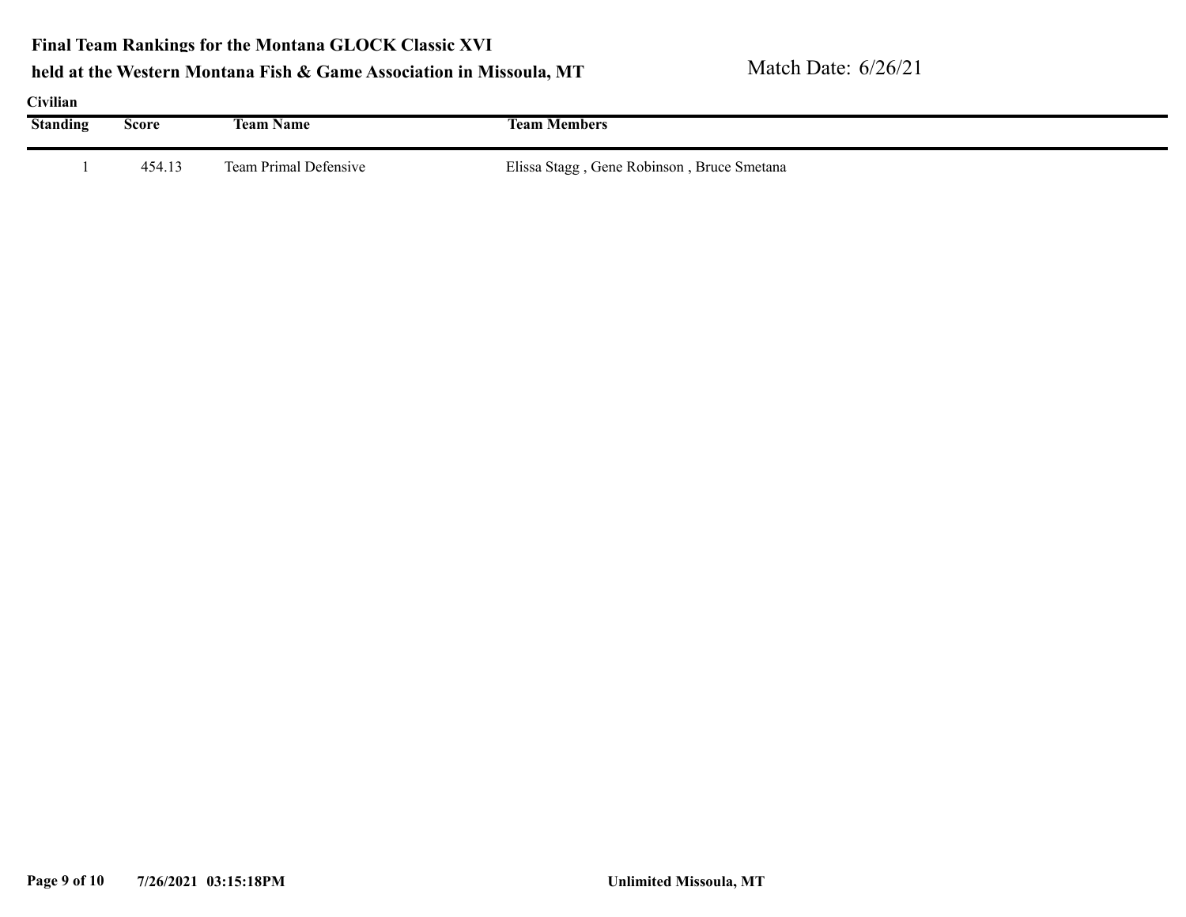**Final Team Rankings for the Montana GLOCK Classic XVI**
**held at the Western Montana Fish & Game Association in Missoula, MT**

Match Date: 6/26/21

**Civilian**

| Standing | Score | Team Name | Team Members |
|---|---|---|---|
| 1 | 454.13 | Team Primal Defensive | Elissa Stagg , Gene Robinson , Bruce Smetana |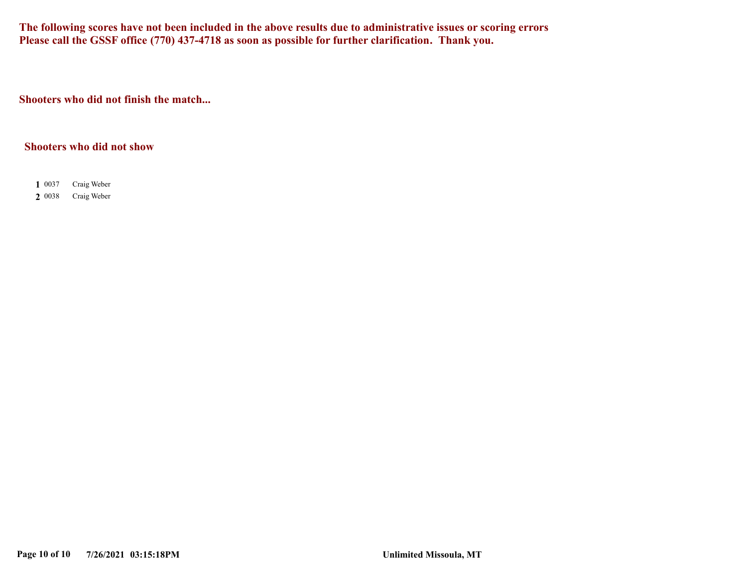**The following scores have not been included in the above results due to administrative issues or scoring errors**
**Please call the GSSF office (770) 437-4718 as soon as possible for further clarification. Thank you.**

## Shooters who did not finish the match...

## Shooters who did not show

| | | |
|---|---|---|
| **1** | 0037 | Craig Weber |
| **2** | 0038 | Craig Weber |